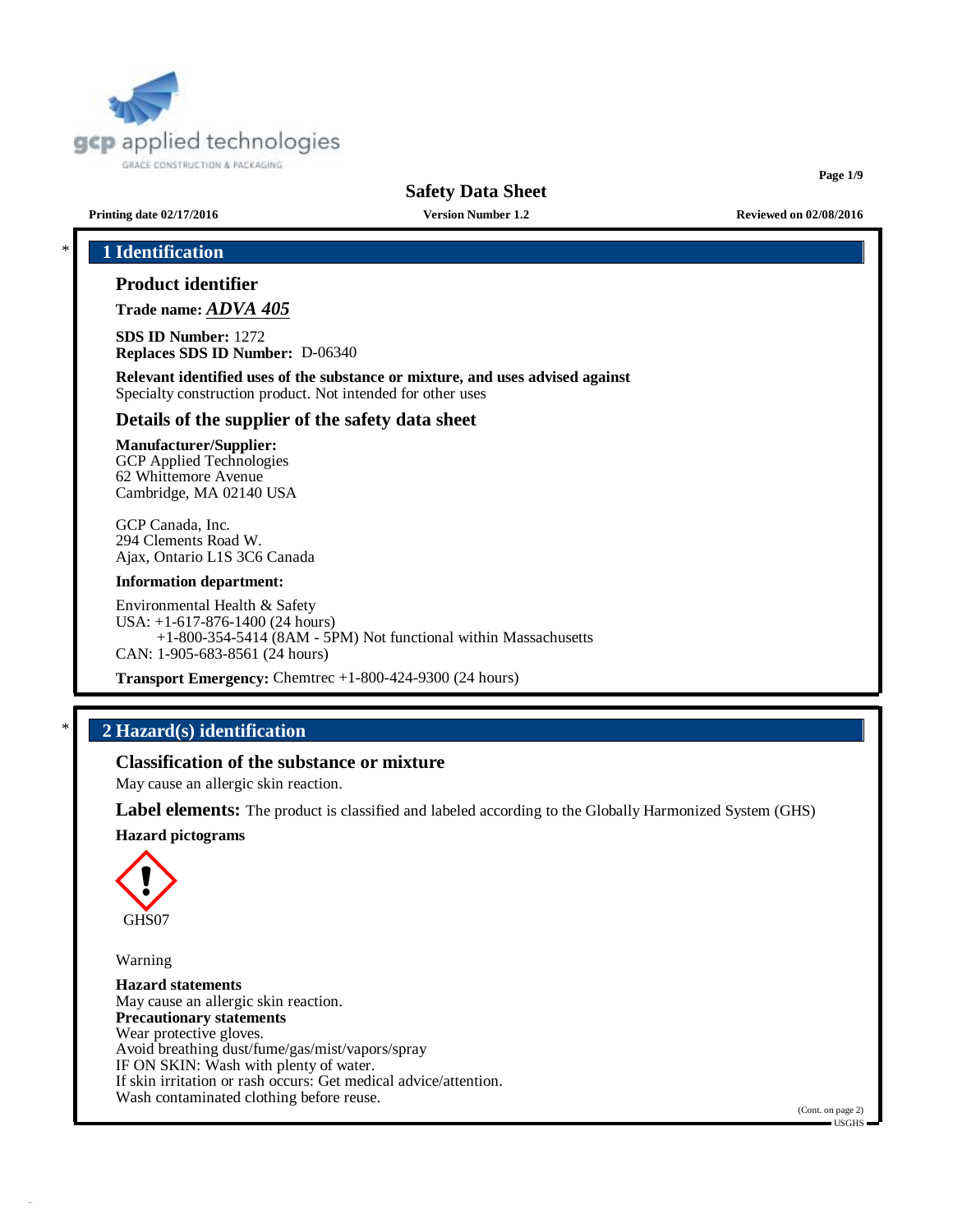# Safety Data Sheet

**Printing date 02/17/2016** **Version Number 1.2** **Reviewed on 02/08/2016**

## * 1 Identification

### Product identifier

**Trade name:** ***ADVA 405***

**SDS ID Number:** 1272
**Replaces SDS ID Number:** D-06340

**Relevant identified uses of the substance or mixture, and uses advised against**
Specialty construction product. Not intended for other uses

### Details of the supplier of the safety data sheet

**Manufacturer/Supplier:**
GCP Applied Technologies
62 Whittemore Avenue
Cambridge, MA 02140 USA

GCP Canada, Inc.
294 Clements Road W.
Ajax, Ontario L1S 3C6 Canada

**Information department:**

Environmental Health & Safety
USA: +1-617-876-1400 (24 hours)
+1-800-354-5414 (8AM - 5PM) Not functional within Massachusetts
CAN: 1-905-683-8561 (24 hours)

**Transport Emergency:** Chemtrec +1-800-424-9300 (24 hours)

## * 2 Hazard(s) identification

### Classification of the substance or mixture

May cause an allergic skin reaction.

**Label elements:** The product is classified and labeled according to the Globally Harmonized System (GHS)

**Hazard pictograms**

GHS07

Warning

**Hazard statements**
May cause an allergic skin reaction.
**Precautionary statements**
Wear protective gloves.
Avoid breathing dust/fume/gas/mist/vapors/spray
IF ON SKIN: Wash with plenty of water.
If skin irritation or rash occurs: Get medical advice/attention.
Wash contaminated clothing before reuse.

(Cont. on page 2)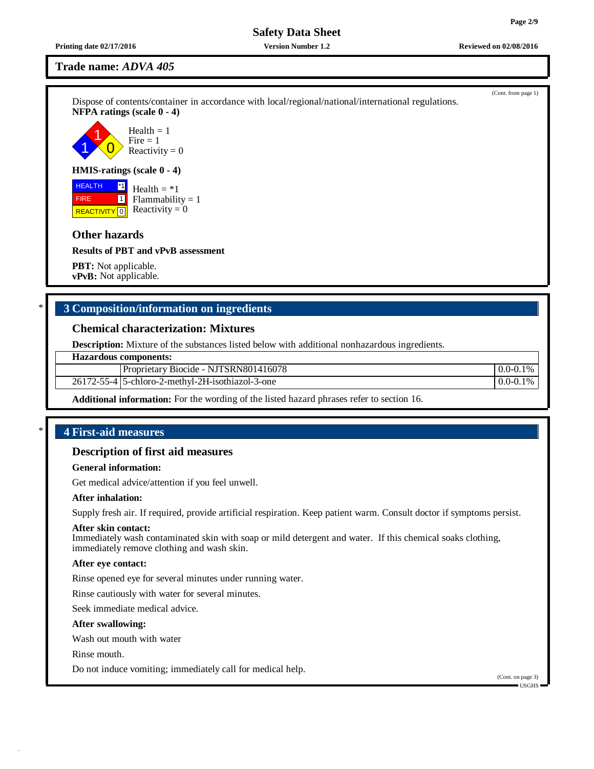**Trade name:** ***ADVA 405***

(Cont. from page 1)

Dispose of contents/container in accordance with local/regional/national/international regulations.

**NFPA ratings (scale 0 - 4)**

Health = 1
Fire = 1
Reactivity = 0

**HMIS-ratings (scale 0 - 4)**

| | |
|---|---|
| HEALTH | *1 |
| FIRE | 1 |
| REACTIVITY | 0 |

Health = *1
Flammability = 1
Reactivity = 0

### Other hazards

**Results of PBT and vPvB assessment**

**PBT:** Not applicable.
**vPvB:** Not applicable.

## * 3 Composition/information on ingredients

### Chemical characterization: Mixtures

**Description:** Mixture of the substances listed below with additional nonhazardous ingredients.

| **Hazardous components:** | | |
|---|---|---|
| | Proprietary Biocide - NJTSRN801416078 | 0.0-0.1% |
| 26172-55-4 | 5-chloro-2-methyl-2H-isothiazol-3-one | 0.0-0.1% |

**Additional information:** For the wording of the listed hazard phrases refer to section 16.

## * 4 First-aid measures

### Description of first aid measures

**General information:**

Get medical advice/attention if you feel unwell.

**After inhalation:**

Supply fresh air. If required, provide artificial respiration. Keep patient warm. Consult doctor if symptoms persist.

**After skin contact:**

Immediately wash contaminated skin with soap or mild detergent and water. If this chemical soaks clothing, immediately remove clothing and wash skin.

**After eye contact:**

Rinse opened eye for several minutes under running water.

Rinse cautiously with water for several minutes.

Seek immediate medical advice.

**After swallowing:**

Wash out mouth with water

Rinse mouth.

Do not induce vomiting; immediately call for medical help.

(Cont. on page 3)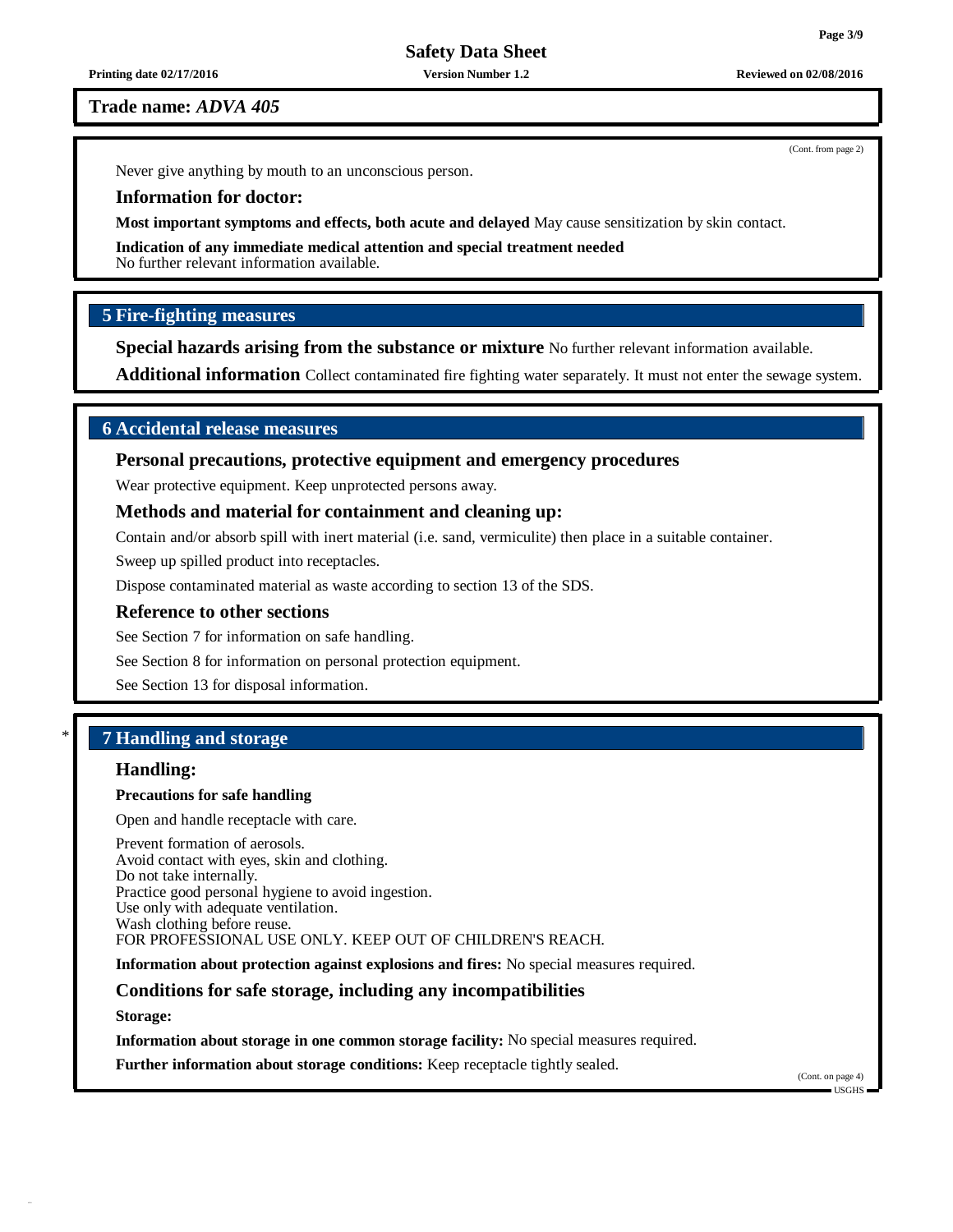**Trade name:** ***ADVA 405***

(Cont. from page 2)

Never give anything by mouth to an unconscious person.

### Information for doctor:

**Most important symptoms and effects, both acute and delayed** May cause sensitization by skin contact.

**Indication of any immediate medical attention and special treatment needed**
No further relevant information available.

## 5 Fire-fighting measures

**Special hazards arising from the substance or mixture** No further relevant information available.

**Additional information** Collect contaminated fire fighting water separately. It must not enter the sewage system.

## 6 Accidental release measures

### Personal precautions, protective equipment and emergency procedures

Wear protective equipment. Keep unprotected persons away.

### Methods and material for containment and cleaning up:

Contain and/or absorb spill with inert material (i.e. sand, vermiculite) then place in a suitable container.

Sweep up spilled product into receptacles.

Dispose contaminated material as waste according to section 13 of the SDS.

### Reference to other sections

See Section 7 for information on safe handling.

See Section 8 for information on personal protection equipment.

See Section 13 for disposal information.

## * 7 Handling and storage

### Handling:

**Precautions for safe handling**

Open and handle receptacle with care.

Prevent formation of aerosols.
Avoid contact with eyes, skin and clothing.
Do not take internally.
Practice good personal hygiene to avoid ingestion.
Use only with adequate ventilation.
Wash clothing before reuse.
FOR PROFESSIONAL USE ONLY. KEEP OUT OF CHILDREN'S REACH.

**Information about protection against explosions and fires:** No special measures required.

### Conditions for safe storage, including any incompatibilities

**Storage:**

**Information about storage in one common storage facility:** No special measures required.

**Further information about storage conditions:** Keep receptacle tightly sealed.

(Cont. on page 4)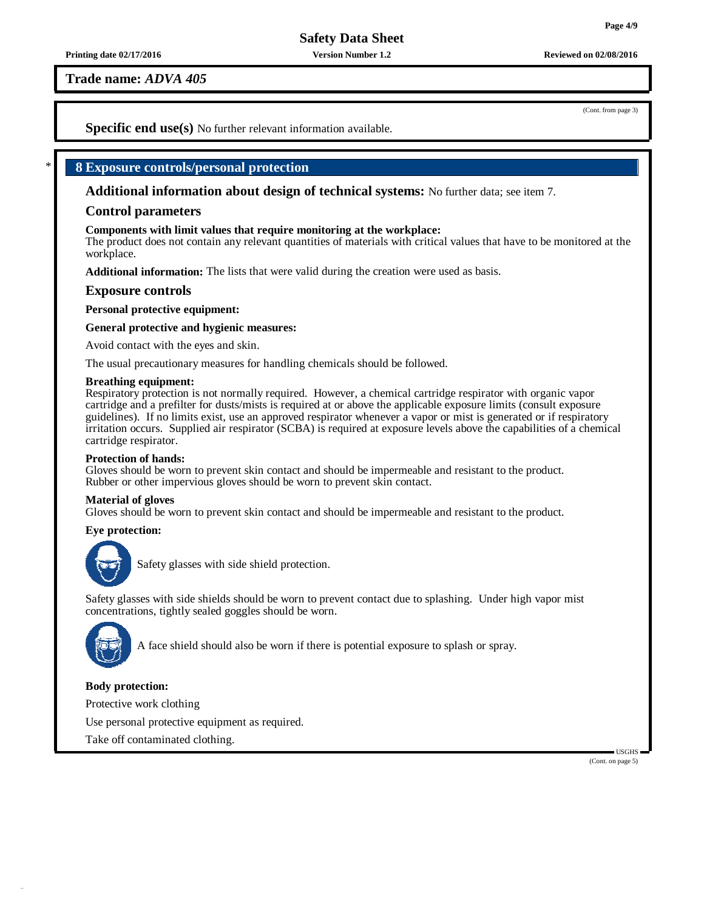**Trade name:** ***ADVA 405***

(Cont. from page 3)

**Specific end use(s)** No further relevant information available.

## 8 Exposure controls/personal protection

**Additional information about design of technical systems:** No further data; see item 7.

### Control parameters

**Components with limit values that require monitoring at the workplace:**
The product does not contain any relevant quantities of materials with critical values that have to be monitored at the workplace.

**Additional information:** The lists that were valid during the creation were used as basis.

### Exposure controls

**Personal protective equipment:**

**General protective and hygienic measures:**

Avoid contact with the eyes and skin.

The usual precautionary measures for handling chemicals should be followed.

**Breathing equipment:**
Respiratory protection is not normally required. However, a chemical cartridge respirator with organic vapor cartridge and a prefilter for dusts/mists is required at or above the applicable exposure limits (consult exposure guidelines). If no limits exist, use an approved respirator whenever a vapor or mist is generated or if respiratory irritation occurs. Supplied air respirator (SCBA) is required at exposure levels above the capabilities of a chemical cartridge respirator.

**Protection of hands:**
Gloves should be worn to prevent skin contact and should be impermeable and resistant to the product.
Rubber or other impervious gloves should be worn to prevent skin contact.

**Material of gloves**
Gloves should be worn to prevent skin contact and should be impermeable and resistant to the product.

**Eye protection:**

Safety glasses with side shield protection.

Safety glasses with side shields should be worn to prevent contact due to splashing. Under high vapor mist concentrations, tightly sealed goggles should be worn.

A face shield should also be worn if there is potential exposure to splash or spray.

**Body protection:**

Protective work clothing

Use personal protective equipment as required.

Take off contaminated clothing.

(Cont. on page 5)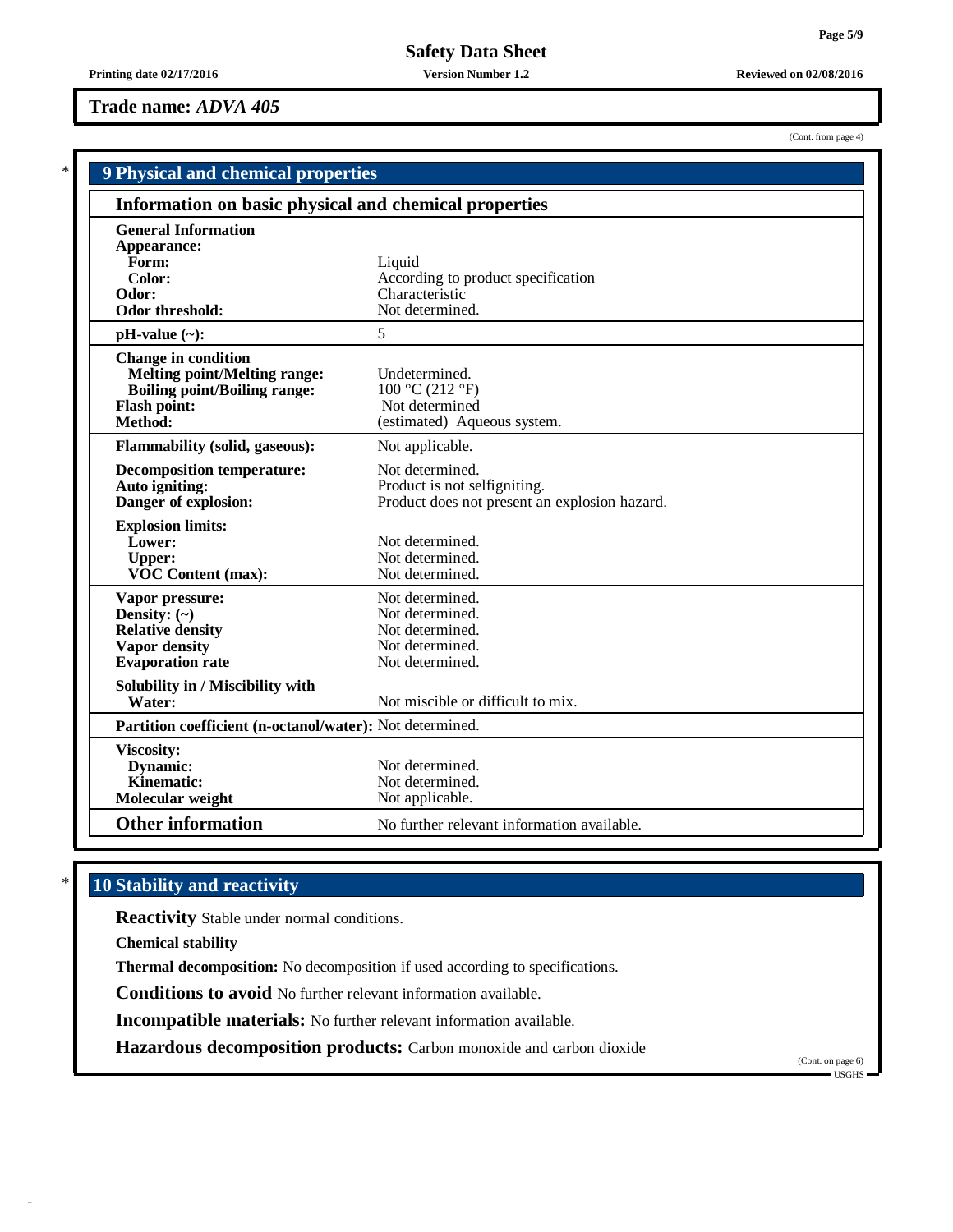**Trade name:** ***ADVA 405***

(Cont. from page 4)

## 9 Physical and chemical properties

### Information on basic physical and chemical properties

| | |
|---|---|
| **General Information** | |
| **Appearance:** | |
| **Form:** | Liquid |
| **Color:** | According to product specification |
| **Odor:** | Characteristic |
| **Odor threshold:** | Not determined. |
| **pH-value (~):** | 5 |
| **Change in condition** | |
| **Melting point/Melting range:** | Undetermined. |
| **Boiling point/Boiling range:** | 100 °C (212 °F) |
| **Flash point:** | Not determined |
| **Method:** | (estimated) Aqueous system. |
| **Flammability (solid, gaseous):** | Not applicable. |
| **Decomposition temperature:** | Not determined. |
| **Auto igniting:** | Product is not selfigniting. |
| **Danger of explosion:** | Product does not present an explosion hazard. |
| **Explosion limits:** | |
| **Lower:** | Not determined. |
| **Upper:** | Not determined. |
| **VOC Content (max):** | Not determined. |
| **Vapor pressure:** | Not determined. |
| **Density: (~)** | Not determined. |
| **Relative density** | Not determined. |
| **Vapor density** | Not determined. |
| **Evaporation rate** | Not determined. |
| **Solubility in / Miscibility with** | |
| **Water:** | Not miscible or difficult to mix. |
| **Partition coefficient (n-octanol/water):** | Not determined. |
| **Viscosity:** | |
| **Dynamic:** | Not determined. |
| **Kinematic:** | Not determined. |
| **Molecular weight** | Not applicable. |
| **Other information** | No further relevant information available. |

## 10 Stability and reactivity

**Reactivity** Stable under normal conditions.

**Chemical stability**

**Thermal decomposition:** No decomposition if used according to specifications.

**Conditions to avoid** No further relevant information available.

**Incompatible materials:** No further relevant information available.

**Hazardous decomposition products:** Carbon monoxide and carbon dioxide

(Cont. on page 6)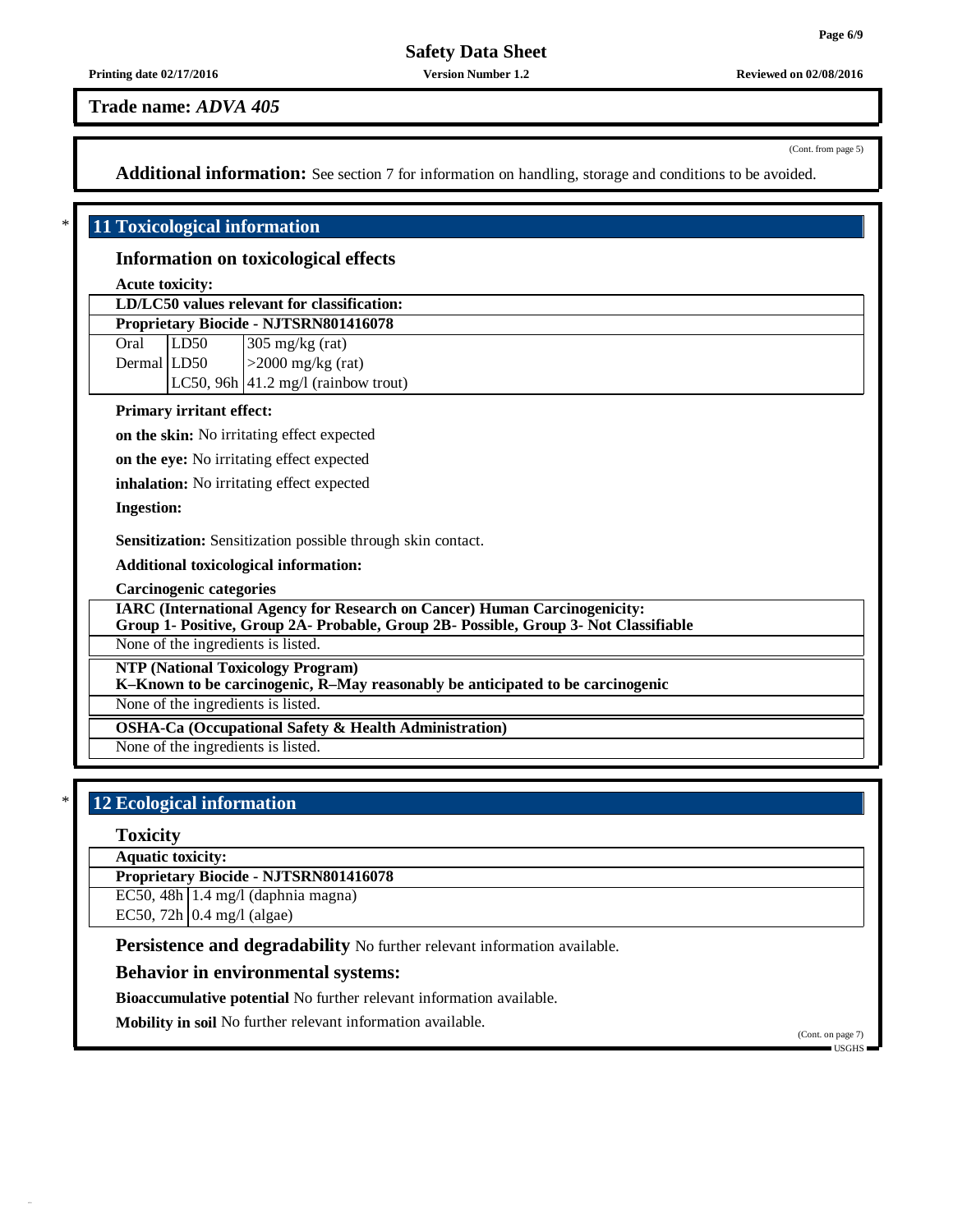**Trade name:** *ADVA 405*

(Cont. from page 5)

**Additional information:** See section 7 for information on handling, storage and conditions to be avoided.

## * 11 Toxicological information

### Information on toxicological effects

**Acute toxicity:**

| **LD/LC50 values relevant for classification:** | | |
|---|---|---|
| **Proprietary Biocide - NJTSRN801416078** | | |
| Oral | LD50 | 305 mg/kg (rat) |
| Dermal | LD50 | >2000 mg/kg (rat) |
| | LC50, 96h | 41.2 mg/l (rainbow trout) |

**Primary irritant effect:**

**on the skin:** No irritating effect expected

**on the eye:** No irritating effect expected

**inhalation:** No irritating effect expected

**Ingestion:**

**Sensitization:** Sensitization possible through skin contact.

**Additional toxicological information:**

**Carcinogenic categories**

| **IARC (International Agency for Research on Cancer) Human Carcinogenicity: Group 1- Positive, Group 2A- Probable, Group 2B- Possible, Group 3- Not Classifiable** |
|---|
| None of the ingredients is listed. |

| **NTP (National Toxicology Program) K–Known to be carcinogenic, R–May reasonably be anticipated to be carcinogenic** |
|---|
| None of the ingredients is listed. |

| **OSHA-Ca (Occupational Safety & Health Administration)** |
|---|
| None of the ingredients is listed. |

## * 12 Ecological information

### Toxicity

| **Aquatic toxicity:** | |
|---|---|
| **Proprietary Biocide - NJTSRN801416078** | |
| EC50, 48h | 1.4 mg/l (daphnia magna) |
| EC50, 72h | 0.4 mg/l (algae) |

**Persistence and degradability** No further relevant information available.

### Behavior in environmental systems:

**Bioaccumulative potential** No further relevant information available.

**Mobility in soil** No further relevant information available.

(Cont. on page 7)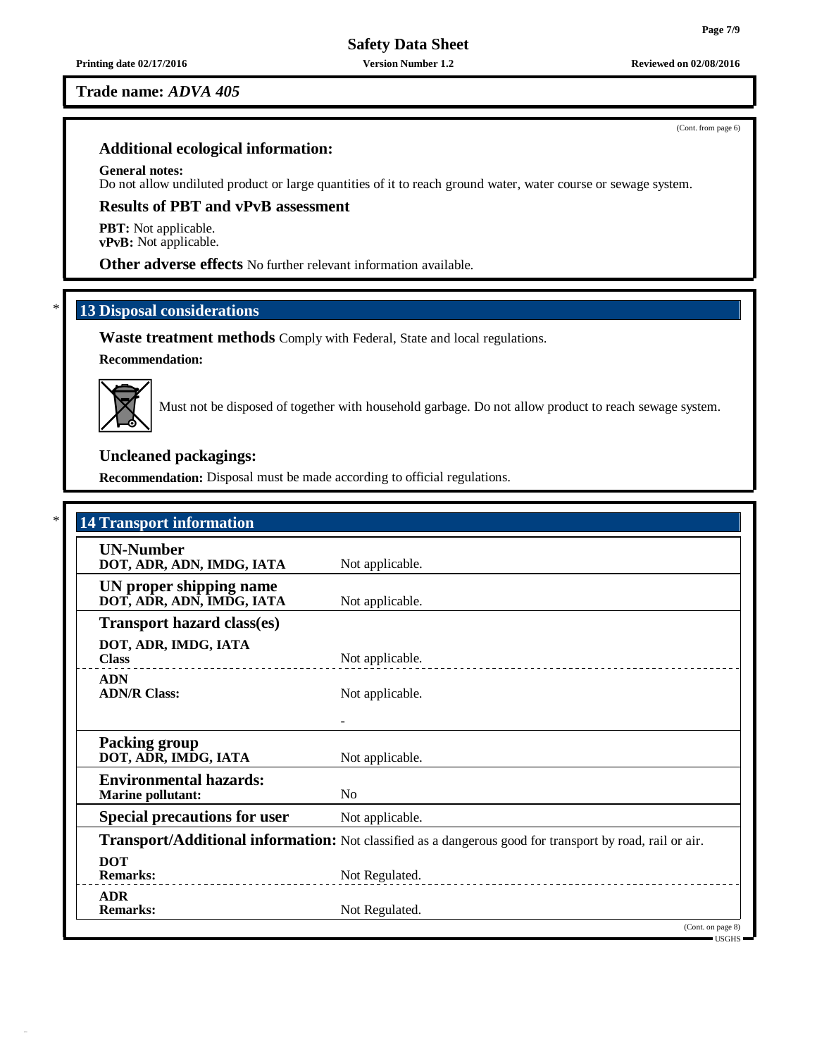**Trade name:** *ADVA 405*

(Cont. from page 6)

### Additional ecological information:

**General notes:**
Do not allow undiluted product or large quantities of it to reach ground water, water course or sewage system.

### Results of PBT and vPvB assessment

**PBT:** Not applicable.
**vPvB:** Not applicable.

**Other adverse effects** No further relevant information available.

## * 13 Disposal considerations

**Waste treatment methods** Comply with Federal, State and local regulations.

**Recommendation:**

Must not be disposed of together with household garbage. Do not allow product to reach sewage system.

### Uncleaned packagings:

**Recommendation:** Disposal must be made according to official regulations.

## * 14 Transport information

| | |
|---|---|
| **UN-Number**<br>**DOT, ADR, ADN, IMDG, IATA** | Not applicable. |
| **UN proper shipping name**<br>**DOT, ADR, ADN, IMDG, IATA** | Not applicable. |
| **Transport hazard class(es)** | |
| **DOT, ADR, IMDG, IATA**<br>**Class** | Not applicable. |
| **ADN**<br>**ADN/R Class:** | Not applicable.<br>- |
| **Packing group**<br>**DOT, ADR, IMDG, IATA** | Not applicable. |
| **Environmental hazards:**<br>**Marine pollutant:** | No |
| **Special precautions for user** | Not applicable. |
| **Transport/Additional information:** | Not classified as a dangerous good for transport by road, rail or air. |
| **DOT**<br>**Remarks:** | Not Regulated. |
| **ADR**<br>**Remarks:** | Not Regulated. |

(Cont. on page 8)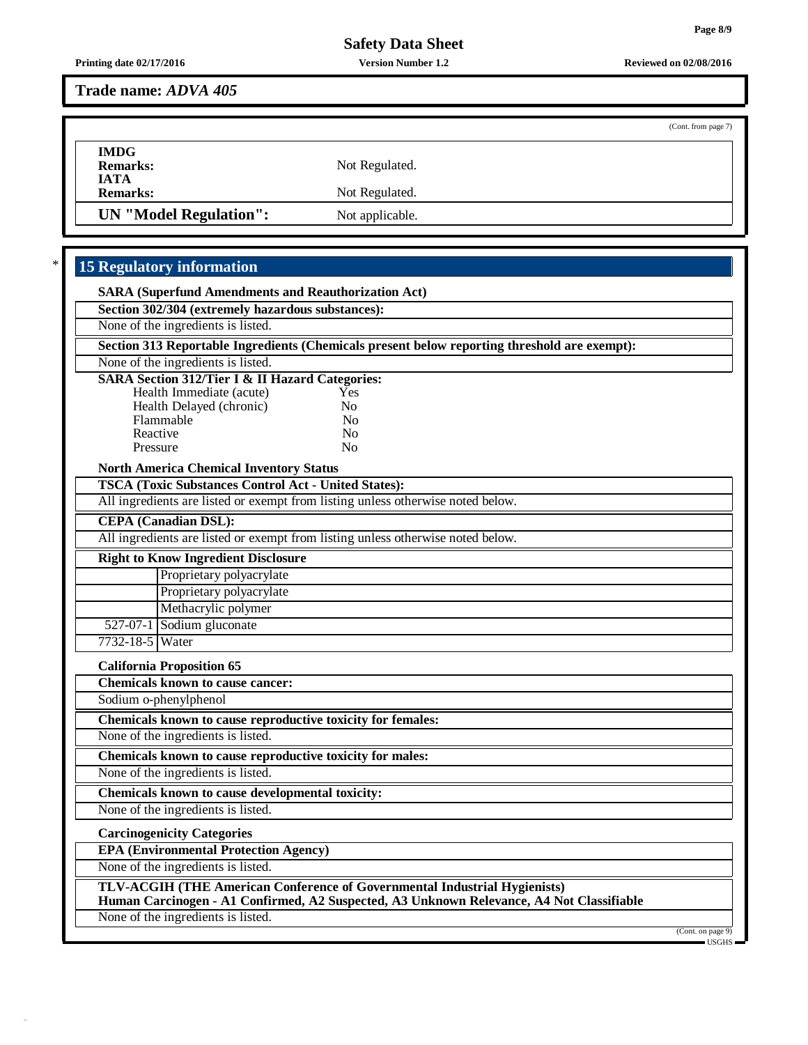**Trade name:** *ADVA 405*

(Cont. from page 7)

**IMDG**
**Remarks:** Not Regulated.
**IATA**
**Remarks:** Not Regulated.

**UN "Model Regulation":** Not applicable.

## 15 Regulatory information

**SARA (Superfund Amendments and Reauthorization Act)**

**Section 302/304 (extremely hazardous substances):**

None of the ingredients is listed.

**Section 313 Reportable Ingredients (Chemicals present below reporting threshold are exempt):**

None of the ingredients is listed.

**SARA Section 312/Tier I & II Hazard Categories:**

| | |
|---|---|
| Health Immediate (acute) | Yes |
| Health Delayed (chronic) | No |
| Flammable | No |
| Reactive | No |
| Pressure | No |

**North America Chemical Inventory Status**

**TSCA (Toxic Substances Control Act - United States):**

All ingredients are listed or exempt from listing unless otherwise noted below.

**CEPA (Canadian DSL):**

All ingredients are listed or exempt from listing unless otherwise noted below.

**Right to Know Ingredient Disclosure**

| | |
|---|---|
| | Proprietary polyacrylate |
| | Proprietary polyacrylate |
| | Methacrylic polymer |
| 527-07-1 | Sodium gluconate |
| 7732-18-5 | Water |

**California Proposition 65**

**Chemicals known to cause cancer:**

Sodium o-phenylphenol

**Chemicals known to cause reproductive toxicity for females:**

None of the ingredients is listed.

**Chemicals known to cause reproductive toxicity for males:**

None of the ingredients is listed.

**Chemicals known to cause developmental toxicity:**

None of the ingredients is listed.

**Carcinogenicity Categories**

**EPA (Environmental Protection Agency)**

None of the ingredients is listed.

**TLV-ACGIH (THE American Conference of Governmental Industrial Hygienists)**
**Human Carcinogen - A1 Confirmed, A2 Suspected, A3 Unknown Relevance, A4 Not Classifiable**

None of the ingredients is listed.

(Cont. on page 9)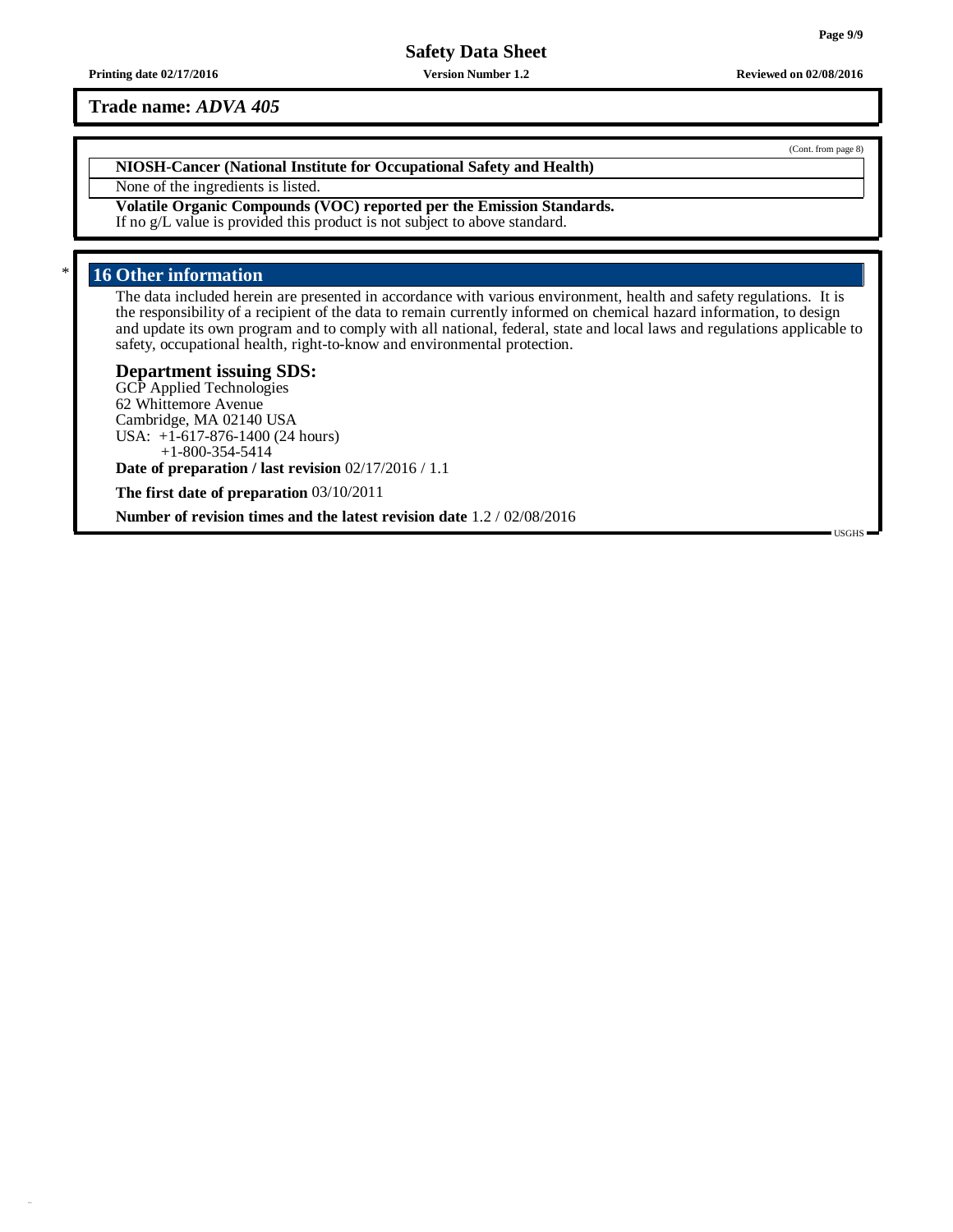**Trade name:** ***ADVA 405***

(Cont. from page 8)

**NIOSH-Cancer (National Institute for Occupational Safety and Health)**

None of the ingredients is listed.

**Volatile Organic Compounds (VOC) reported per the Emission Standards.**

If no g/L value is provided this product is not subject to above standard.

## * 16 Other information

The data included herein are presented in accordance with various environment, health and safety regulations. It is the responsibility of a recipient of the data to remain currently informed on chemical hazard information, to design and update its own program and to comply with all national, federal, state and local laws and regulations applicable to safety, occupational health, right-to-know and environmental protection.

### Department issuing SDS:

GCP Applied Technologies
62 Whittemore Avenue
Cambridge, MA 02140 USA
USA: +1-617-876-1400 (24 hours)
+1-800-354-5414

**Date of preparation / last revision** 02/17/2016 / 1.1

**The first date of preparation** 03/10/2011

**Number of revision times and the latest revision date** 1.2 / 02/08/2016

USGHS